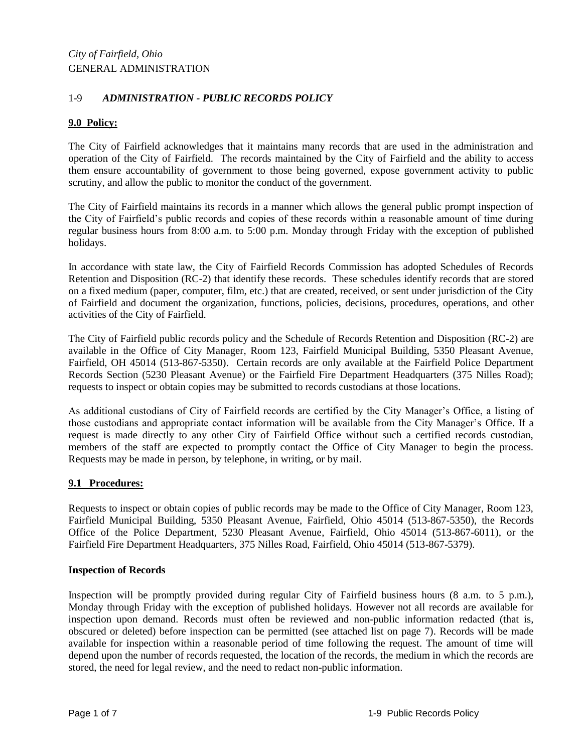*City of Fairfield, Ohio*
GENERAL ADMINISTRATION

# 1-9 *ADMINISTRATION - PUBLIC RECORDS POLICY*

## **9.0 Policy:**

The City of Fairfield acknowledges that it maintains many records that are used in the administration and operation of the City of Fairfield. The records maintained by the City of Fairfield and the ability to access them ensure accountability of government to those being governed, expose government activity to public scrutiny, and allow the public to monitor the conduct of the government.

The City of Fairfield maintains its records in a manner which allows the general public prompt inspection of the City of Fairfield's public records and copies of these records within a reasonable amount of time during regular business hours from 8:00 a.m. to 5:00 p.m. Monday through Friday with the exception of published holidays.

In accordance with state law, the City of Fairfield Records Commission has adopted Schedules of Records Retention and Disposition (RC-2) that identify these records. These schedules identify records that are stored on a fixed medium (paper, computer, film, etc.) that are created, received, or sent under jurisdiction of the City of Fairfield and document the organization, functions, policies, decisions, procedures, operations, and other activities of the City of Fairfield.

The City of Fairfield public records policy and the Schedule of Records Retention and Disposition (RC-2) are available in the Office of City Manager, Room 123, Fairfield Municipal Building, 5350 Pleasant Avenue, Fairfield, OH 45014 (513-867-5350). Certain records are only available at the Fairfield Police Department Records Section (5230 Pleasant Avenue) or the Fairfield Fire Department Headquarters (375 Nilles Road); requests to inspect or obtain copies may be submitted to records custodians at those locations.

As additional custodians of City of Fairfield records are certified by the City Manager's Office, a listing of those custodians and appropriate contact information will be available from the City Manager's Office. If a request is made directly to any other City of Fairfield Office without such a certified records custodian, members of the staff are expected to promptly contact the Office of City Manager to begin the process. Requests may be made in person, by telephone, in writing, or by mail.

## **9.1 Procedures:**

Requests to inspect or obtain copies of public records may be made to the Office of City Manager, Room 123, Fairfield Municipal Building, 5350 Pleasant Avenue, Fairfield, Ohio 45014 (513-867-5350), the Records Office of the Police Department, 5230 Pleasant Avenue, Fairfield, Ohio 45014 (513-867-6011), or the Fairfield Fire Department Headquarters, 375 Nilles Road, Fairfield, Ohio 45014 (513-867-5379).

### **Inspection of Records**

Inspection will be promptly provided during regular City of Fairfield business hours (8 a.m. to 5 p.m.), Monday through Friday with the exception of published holidays. However not all records are available for inspection upon demand. Records must often be reviewed and non-public information redacted (that is, obscured or deleted) before inspection can be permitted (see attached list on page 7). Records will be made available for inspection within a reasonable period of time following the request. The amount of time will depend upon the number of records requested, the location of the records, the medium in which the records are stored, the need for legal review, and the need to redact non-public information.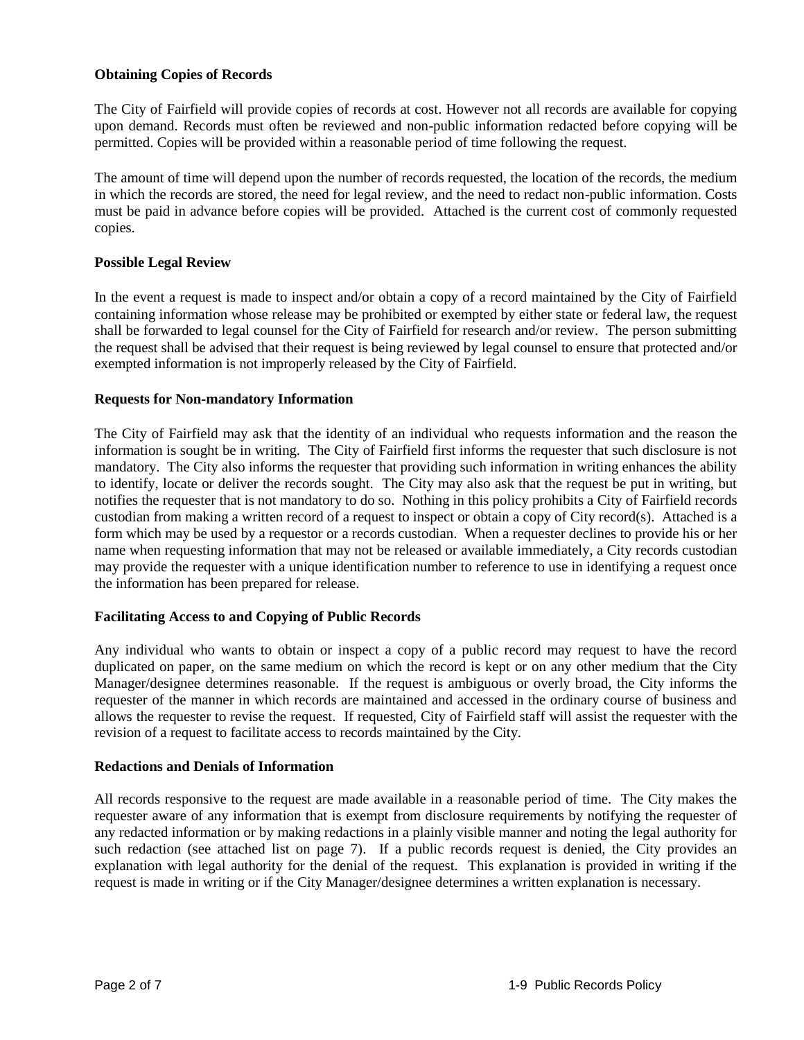**Obtaining Copies of Records**

The City of Fairfield will provide copies of records at cost. However not all records are available for copying upon demand. Records must often be reviewed and non-public information redacted before copying will be permitted. Copies will be provided within a reasonable period of time following the request.

The amount of time will depend upon the number of records requested, the location of the records, the medium in which the records are stored, the need for legal review, and the need to redact non-public information. Costs must be paid in advance before copies will be provided. Attached is the current cost of commonly requested copies.

**Possible Legal Review**

In the event a request is made to inspect and/or obtain a copy of a record maintained by the City of Fairfield containing information whose release may be prohibited or exempted by either state or federal law, the request shall be forwarded to legal counsel for the City of Fairfield for research and/or review. The person submitting the request shall be advised that their request is being reviewed by legal counsel to ensure that protected and/or exempted information is not improperly released by the City of Fairfield.

**Requests for Non-mandatory Information**

The City of Fairfield may ask that the identity of an individual who requests information and the reason the information is sought be in writing. The City of Fairfield first informs the requester that such disclosure is not mandatory. The City also informs the requester that providing such information in writing enhances the ability to identify, locate or deliver the records sought. The City may also ask that the request be put in writing, but notifies the requester that is not mandatory to do so. Nothing in this policy prohibits a City of Fairfield records custodian from making a written record of a request to inspect or obtain a copy of City record(s). Attached is a form which may be used by a requestor or a records custodian. When a requester declines to provide his or her name when requesting information that may not be released or available immediately, a City records custodian may provide the requester with a unique identification number to reference to use in identifying a request once the information has been prepared for release.

**Facilitating Access to and Copying of Public Records**

Any individual who wants to obtain or inspect a copy of a public record may request to have the record duplicated on paper, on the same medium on which the record is kept or on any other medium that the City Manager/designee determines reasonable. If the request is ambiguous or overly broad, the City informs the requester of the manner in which records are maintained and accessed in the ordinary course of business and allows the requester to revise the request. If requested, City of Fairfield staff will assist the requester with the revision of a request to facilitate access to records maintained by the City.

**Redactions and Denials of Information**

All records responsive to the request are made available in a reasonable period of time. The City makes the requester aware of any information that is exempt from disclosure requirements by notifying the requester of any redacted information or by making redactions in a plainly visible manner and noting the legal authority for such redaction (see attached list on page 7). If a public records request is denied, the City provides an explanation with legal authority for the denial of the request. This explanation is provided in writing if the request is made in writing or if the City Manager/designee determines a written explanation is necessary.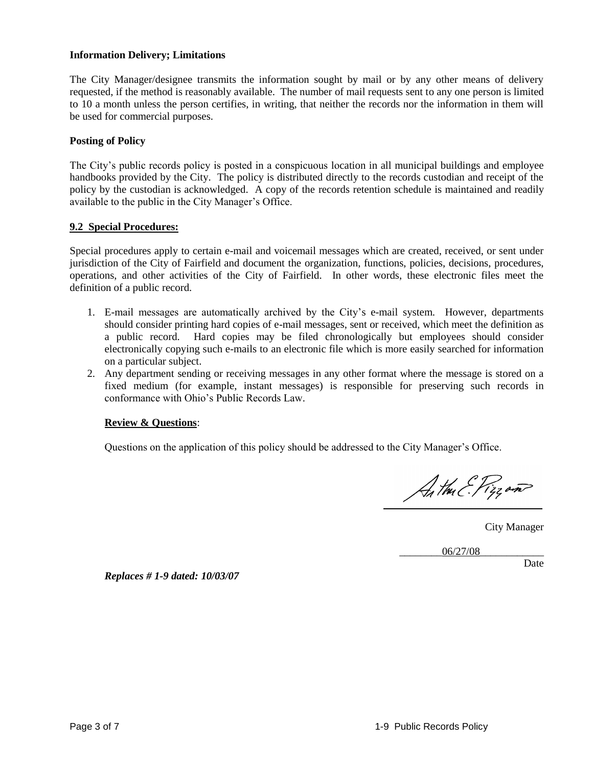**Information Delivery; Limitations**

The City Manager/designee transmits the information sought by mail or by any other means of delivery requested, if the method is reasonably available. The number of mail requests sent to any one person is limited to 10 a month unless the person certifies, in writing, that neither the records nor the information in them will be used for commercial purposes.

**Posting of Policy**

The City's public records policy is posted in a conspicuous location in all municipal buildings and employee handbooks provided by the City. The policy is distributed directly to the records custodian and receipt of the policy by the custodian is acknowledged. A copy of the records retention schedule is maintained and readily available to the public in the City Manager's Office.

## 9.2 Special Procedures:

Special procedures apply to certain e-mail and voicemail messages which are created, received, or sent under jurisdiction of the City of Fairfield and document the organization, functions, policies, decisions, procedures, operations, and other activities of the City of Fairfield. In other words, these electronic files meet the definition of a public record.

1. E-mail messages are automatically archived by the City's e-mail system. However, departments should consider printing hard copies of e-mail messages, sent or received, which meet the definition as a public record. Hard copies may be filed chronologically but employees should consider electronically copying such e-mails to an electronic file which is more easily searched for information on a particular subject.
2. Any department sending or receiving messages in any other format where the message is stored on a fixed medium (for example, instant messages) is responsible for preserving such records in conformance with Ohio's Public Records Law.

**Review & Questions**:

Questions on the application of this policy should be addressed to the City Manager's Office.

Arthur E. Pizzano

City Manager

06/27/08

Date

***Replaces # 1-9 dated: 10/03/07***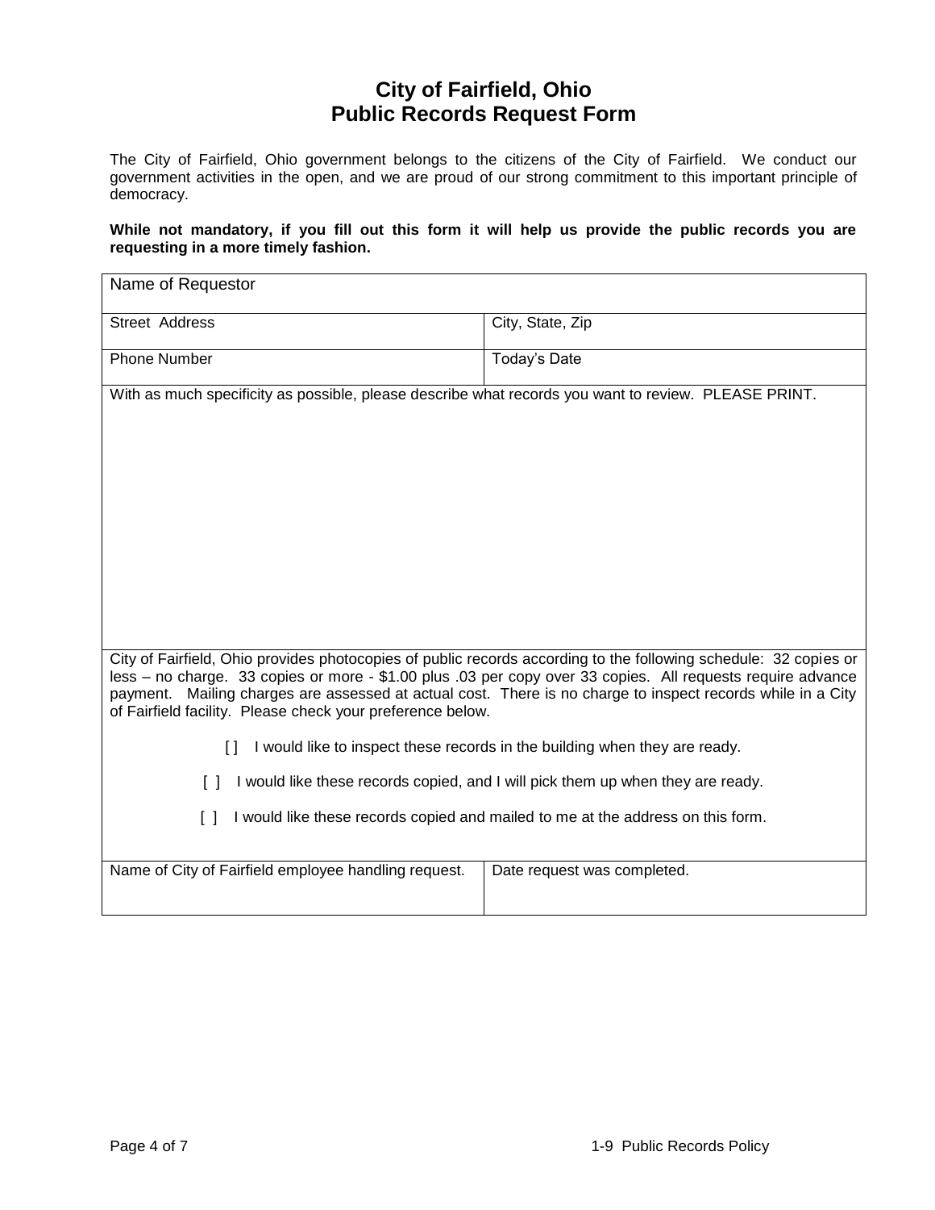# City of Fairfield, Ohio
# Public Records Request Form

The City of Fairfield, Ohio government belongs to the citizens of the City of Fairfield. We conduct our government activities in the open, and we are proud of our strong commitment to this important principle of democracy.

**While not mandatory, if you fill out this form it will help us provide the public records you are requesting in a more timely fashion.**

| Name of Requestor | |
|---|---|
| Street Address | City, State, Zip |
| Phone Number | Today's Date |

With as much specificity as possible, please describe what records you want to review. PLEASE PRINT.

City of Fairfield, Ohio provides photocopies of public records according to the following schedule: 32 copies or less – no charge. 33 copies or more - $1.00 plus .03 per copy over 33 copies. All requests require advance payment. Mailing charges are assessed at actual cost. There is no charge to inspect records while in a City of Fairfield facility. Please check your preference below.

[ ] I would like to inspect these records in the building when they are ready.

[ ] I would like these records copied, and I will pick them up when they are ready.

[ ] I would like these records copied and mailed to me at the address on this form.

| Name of City of Fairfield employee handling request. | Date request was completed. |
|---|---|
| | |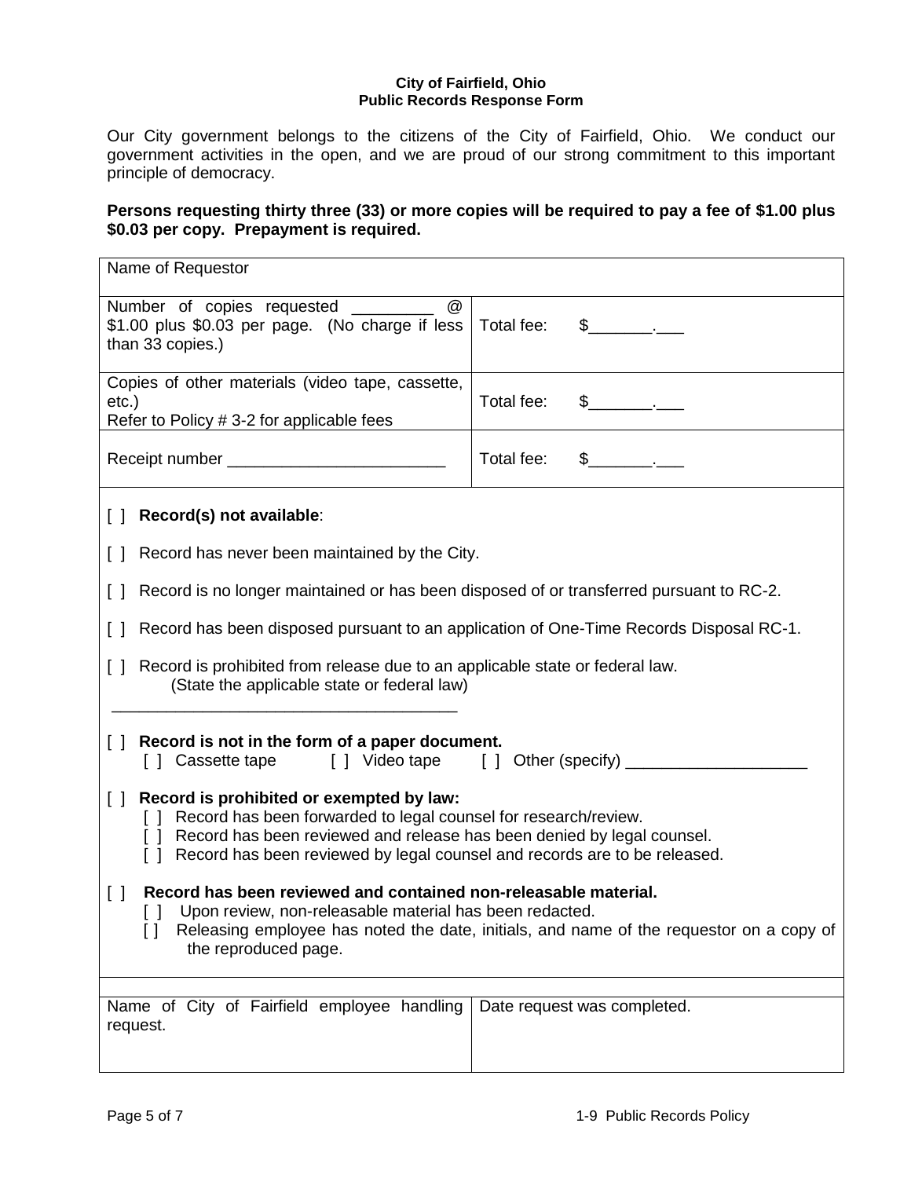**City of Fairfield, Ohio**
**Public Records Response Form**

Our City government belongs to the citizens of the City of Fairfield, Ohio. We conduct our government activities in the open, and we are proud of our strong commitment to this important principle of democracy.

**Persons requesting thirty three (33) or more copies will be required to pay a fee of $1.00 plus $0.03 per copy. Prepayment is required.**

| Name of Requestor | |
|---|---|
| Number of copies requested _________ @ $1.00 plus $0.03 per page. (No charge if less than 33 copies.) | Total fee: $_______.___ |
| Copies of other materials (video tape, cassette, etc.)<br>Refer to Policy # 3-2 for applicable fees | Total fee: $_______.___ |
| Receipt number ________________________ | Total fee: $_______.___ |

[ ] **Record(s) not available**:

[ ] Record has never been maintained by the City.

[ ] Record is no longer maintained or has been disposed of or transferred pursuant to RC-2.

[ ] Record has been disposed pursuant to an application of One-Time Records Disposal RC-1.

[ ] Record is prohibited from release due to an applicable state or federal law.
(State the applicable state or federal law)
______________________________________

[ ] **Record is not in the form of a paper document.**
[ ] Cassette tape [ ] Video tape [ ] Other (specify) ____________________

[ ] **Record is prohibited or exempted by law:**
- [ ] Record has been forwarded to legal counsel for research/review.
- [ ] Record has been reviewed and release has been denied by legal counsel.
- [ ] Record has been reviewed by legal counsel and records are to be released.

[ ] **Record has been reviewed and contained non-releasable material.**
- [ ] Upon review, non-releasable material has been redacted.
- [ ] Releasing employee has noted the date, initials, and name of the requestor on a copy of the reproduced page.

| Name of City of Fairfield employee handling request. | Date request was completed. |
|---|---|
| | |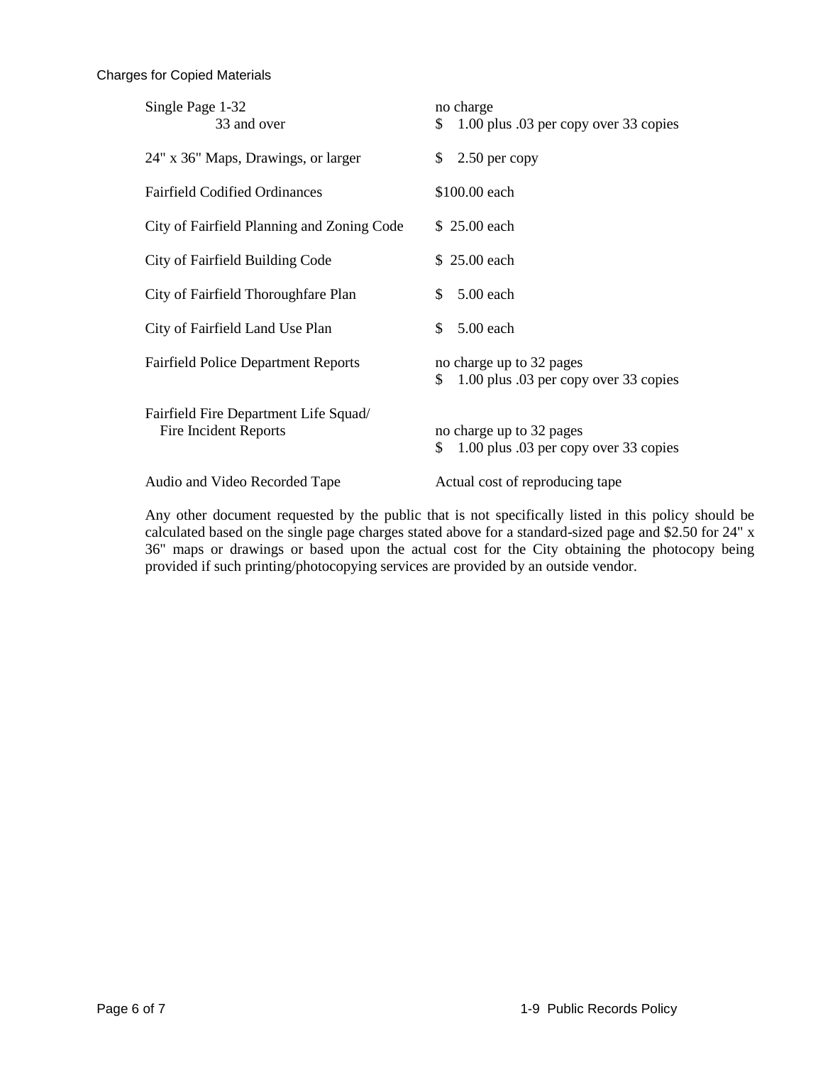Charges for Copied Materials

| Item | Charge |
|---|---|
| Single Page 1-32 | no charge |
| 33 and over | $ 1.00 plus .03 per copy over 33 copies |
| 24" x 36" Maps, Drawings, or larger | $ 2.50 per copy |
| Fairfield Codified Ordinances | $100.00 each |
| City of Fairfield Planning and Zoning Code | $ 25.00 each |
| City of Fairfield Building Code | $ 25.00 each |
| City of Fairfield Thoroughfare Plan | $ 5.00 each |
| City of Fairfield Land Use Plan | $ 5.00 each |
| Fairfield Police Department Reports | no charge up to 32 pages<br>$ 1.00 plus .03 per copy over 33 copies |
| Fairfield Fire Department Life Squad/ Fire Incident Reports | no charge up to 32 pages<br>$ 1.00 plus .03 per copy over 33 copies |
| Audio and Video Recorded Tape | Actual cost of reproducing tape |

Any other document requested by the public that is not specifically listed in this policy should be calculated based on the single page charges stated above for a standard-sized page and $2.50 for 24" x 36" maps or drawings or based upon the actual cost for the City obtaining the photocopy being provided if such printing/photocopying services are provided by an outside vendor.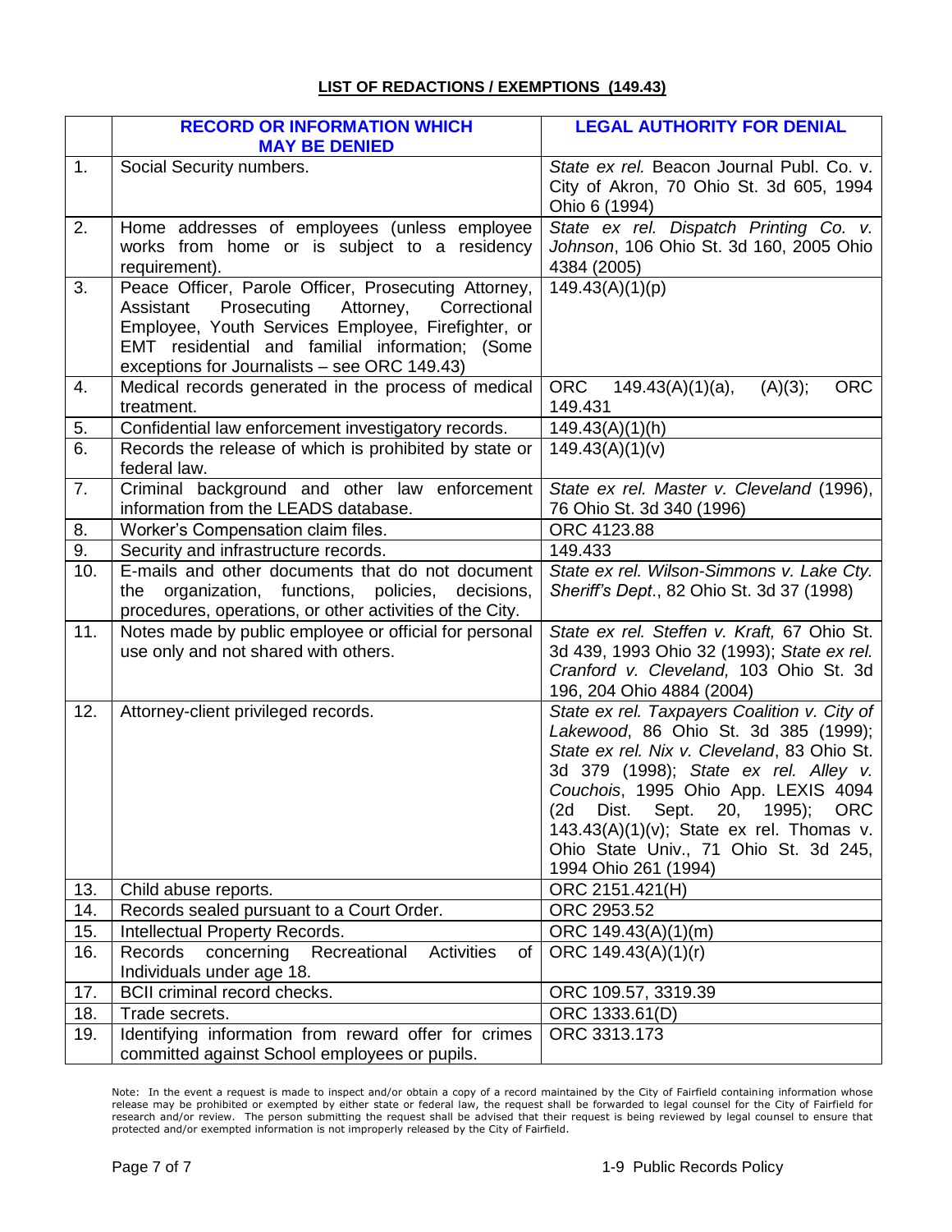**LIST OF REDACTIONS / EXEMPTIONS (149.43)**

| | RECORD OR INFORMATION WHICH MAY BE DENIED | LEGAL AUTHORITY FOR DENIAL |
|---|---|---|
| 1. | Social Security numbers. | *State ex rel.* Beacon Journal Publ. Co. v. City of Akron, 70 Ohio St. 3d 605, 1994 Ohio 6 (1994) |
| 2. | Home addresses of employees (unless employee works from home or is subject to a residency requirement). | *State ex rel. Dispatch Printing Co. v. Johnson*, 106 Ohio St. 3d 160, 2005 Ohio 4384 (2005) |
| 3. | Peace Officer, Parole Officer, Prosecuting Attorney, Assistant Prosecuting Attorney, Correctional Employee, Youth Services Employee, Firefighter, or EMT residential and familial information; (Some exceptions for Journalists – see ORC 149.43) | 149.43(A)(1)(p) |
| 4. | Medical records generated in the process of medical treatment. | ORC 149.43(A)(1)(a), (A)(3); ORC 149.431 |
| 5. | Confidential law enforcement investigatory records. | 149.43(A)(1)(h) |
| 6. | Records the release of which is prohibited by state or federal law. | 149.43(A)(1)(v) |
| 7. | Criminal background and other law enforcement information from the LEADS database. | *State ex rel. Master v. Cleveland* (1996), 76 Ohio St. 3d 340 (1996) |
| 8. | Worker's Compensation claim files. | ORC 4123.88 |
| 9. | Security and infrastructure records. | 149.433 |
| 10. | E-mails and other documents that do not document the organization, functions, policies, decisions, procedures, operations, or other activities of the City. | *State ex rel. Wilson-Simmons v. Lake Cty. Sheriff's Dept*., 82 Ohio St. 3d 37 (1998) |
| 11. | Notes made by public employee or official for personal use only and not shared with others. | *State ex rel. Steffen v. Kraft,* 67 Ohio St. 3d 439, 1993 Ohio 32 (1993); *State ex rel. Cranford v. Cleveland,* 103 Ohio St. 3d 196, 204 Ohio 4884 (2004) |
| 12. | Attorney-client privileged records. | *State ex rel. Taxpayers Coalition v. City of Lakewood*, 86 Ohio St. 3d 385 (1999); *State ex rel. Nix v. Cleveland*, 83 Ohio St. 3d 379 (1998); *State ex rel. Alley v. Couchois*, 1995 Ohio App. LEXIS 4094 (2d Dist. Sept. 20, 1995); ORC 143.43(A)(1)(v); State ex rel. Thomas v. Ohio State Univ., 71 Ohio St. 3d 245, 1994 Ohio 261 (1994) |
| 13. | Child abuse reports. | ORC 2151.421(H) |
| 14. | Records sealed pursuant to a Court Order. | ORC 2953.52 |
| 15. | Intellectual Property Records. | ORC 149.43(A)(1)(m) |
| 16. | Records concerning Recreational Activities of Individuals under age 18. | ORC 149.43(A)(1)(r) |
| 17. | BCII criminal record checks. | ORC 109.57, 3319.39 |
| 18. | Trade secrets. | ORC 1333.61(D) |
| 19. | Identifying information from reward offer for crimes committed against School employees or pupils. | ORC 3313.173 |

Note: In the event a request is made to inspect and/or obtain a copy of a record maintained by the City of Fairfield containing information whose release may be prohibited or exempted by either state or federal law, the request shall be forwarded to legal counsel for the City of Fairfield for research and/or review. The person submitting the request shall be advised that their request is being reviewed by legal counsel to ensure that protected and/or exempted information is not improperly released by the City of Fairfield.